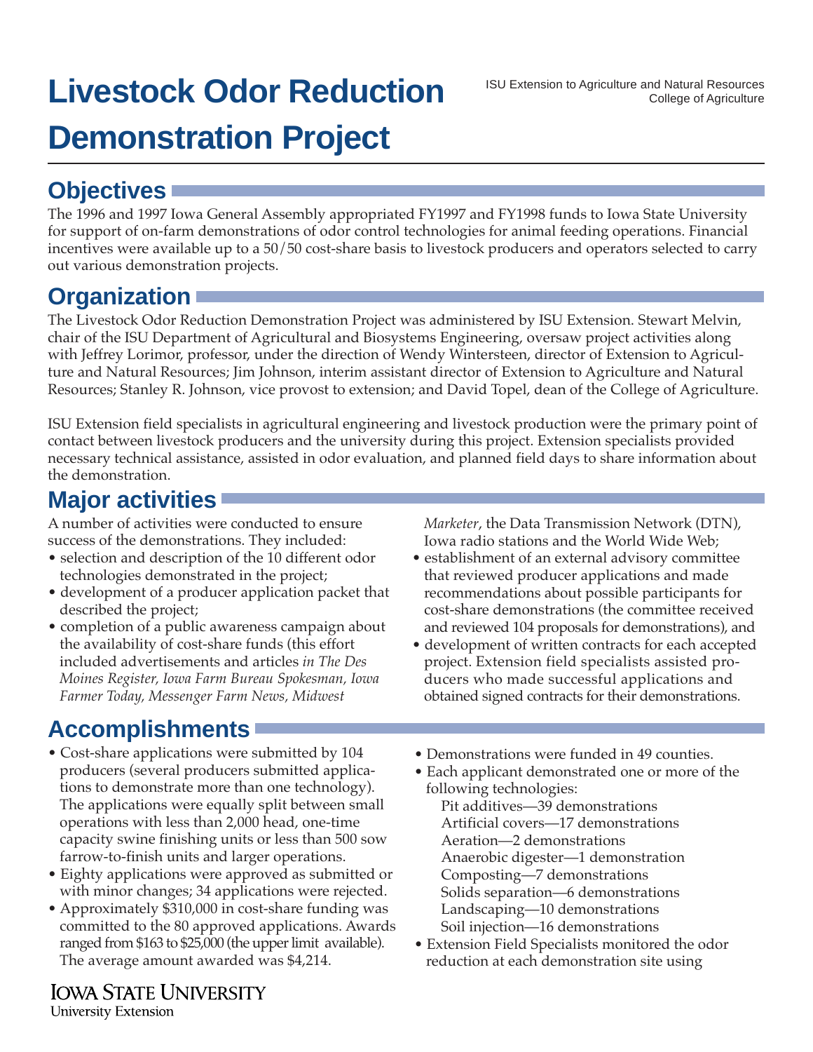# Livestock Odor Reduction Demonstration Project

ISU Extension to Agriculture and Natural Resources
College of Agriculture

## Objectives

The 1996 and 1997 Iowa General Assembly appropriated FY1997 and FY1998 funds to Iowa State University for support of on-farm demonstrations of odor control technologies for animal feeding operations. Financial incentives were available up to a 50/50 cost-share basis to livestock producers and operators selected to carry out various demonstration projects.

## Organization

The Livestock Odor Reduction Demonstration Project was administered by ISU Extension. Stewart Melvin, chair of the ISU Department of Agricultural and Biosystems Engineering, oversaw project activities along with Jeffrey Lorimor, professor, under the direction of Wendy Wintersteen, director of Extension to Agriculture and Natural Resources; Jim Johnson, interim assistant director of Extension to Agriculture and Natural Resources; Stanley R. Johnson, vice provost to extension; and David Topel, dean of the College of Agriculture.

ISU Extension field specialists in agricultural engineering and livestock production were the primary point of contact between livestock producers and the university during this project. Extension specialists provided necessary technical assistance, assisted in odor evaluation, and planned field days to share information about the demonstration.

## Major activities

A number of activities were conducted to ensure success of the demonstrations. They included:

- selection and description of the 10 different odor technologies demonstrated in the project;
- development of a producer application packet that described the project;
- completion of a public awareness campaign about the availability of cost-share funds (this effort included advertisements and articles *in The Des Moines Register, Iowa Farm Bureau Spokesman, Iowa Farmer Today, Messenger Farm News, Midwest Marketer*, the Data Transmission Network (DTN), Iowa radio stations and the World Wide Web;
- establishment of an external advisory committee that reviewed producer applications and made recommendations about possible participants for cost-share demonstrations (the committee received and reviewed 104 proposals for demonstrations), and
- development of written contracts for each accepted project. Extension field specialists assisted producers who made successful applications and obtained signed contracts for their demonstrations.

## Accomplishments

- Cost-share applications were submitted by 104 producers (several producers submitted applications to demonstrate more than one technology). The applications were equally split between small operations with less than 2,000 head, one-time capacity swine finishing units or less than 500 sow farrow-to-finish units and larger operations.
- Eighty applications were approved as submitted or with minor changes; 34 applications were rejected.
- Approximately $310,000 in cost-share funding was committed to the 80 approved applications. Awards ranged from $163 to $25,000 (the upper limit available). The average amount awarded was $4,214.
- Demonstrations were funded in 49 counties.
- Each applicant demonstrated one or more of the following technologies:
  - Pit additives—39 demonstrations
  - Artificial covers—17 demonstrations
  - Aeration—2 demonstrations
  - Anaerobic digester—1 demonstration
  - Composting—7 demonstrations
  - Solids separation—6 demonstrations
  - Landscaping—10 demonstrations
  - Soil injection—16 demonstrations
- Extension Field Specialists monitored the odor reduction at each demonstration site using

Iowa State University
University Extension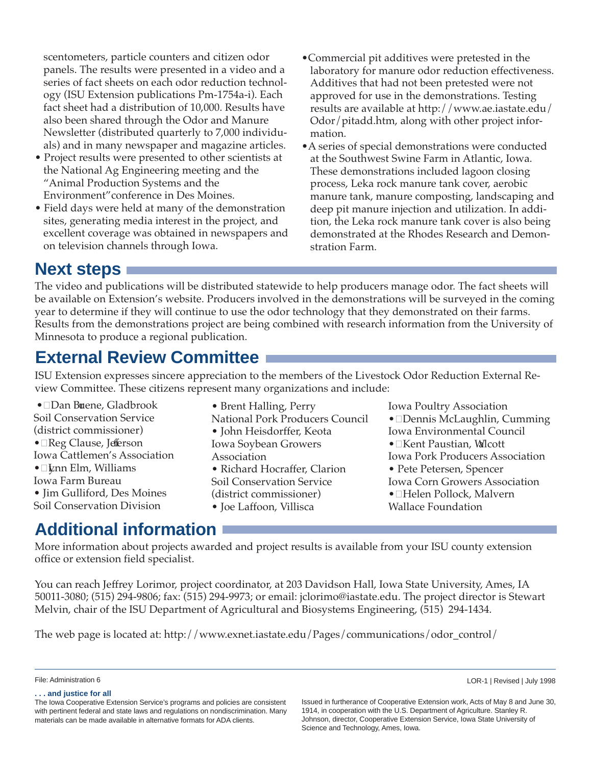scentometers, particle counters and citizen odor panels. The results were presented in a video and a series of fact sheets on each odor reduction technology (ISU Extension publications Pm-1754a-i). Each fact sheet had a distribution of 10,000. Results have also been shared through the Odor and Manure Newsletter (distributed quarterly to 7,000 individuals) and in many newspaper and magazine articles.

- Project results were presented to other scientists at the National Ag Engineering meeting and the "Animal Production Systems and the Environment" conference in Des Moines.
- Field days were held at many of the demonstration sites, generating media interest in the project, and excellent coverage was obtained in newspapers and on television channels through Iowa.
- Commercial pit additives were pretested in the laboratory for manure odor reduction effectiveness. Additives that had not been pretested were not approved for use in the demonstrations. Testing results are available at http://www.ae.iastate.edu/Odor/pitadd.htm, along with other project information.
- A series of special demonstrations were conducted at the Southwest Swine Farm in Atlantic, Iowa. These demonstrations included lagoon closing process, Leka rock manure tank cover, aerobic manure tank, manure composting, landscaping and deep pit manure injection and utilization. In addition, the Leka rock manure tank cover is also being demonstrated at the Rhodes Research and Demonstration Farm.

## Next steps

The video and publications will be distributed statewide to help producers manage odor. The fact sheets will be available on Extension's website. Producers involved in the demonstrations will be surveyed in the coming year to determine if they will continue to use the odor technology that they demonstrated on their farms. Results from the demonstrations project are being combined with research information from the University of Minnesota to produce a regional publication.

## External Review Committee

ISU Extension expresses sincere appreciation to the members of the Livestock Odor Reduction External Review Committee. These citizens represent many organizations and include:

- Dan Buene, Gladbrook
  Soil Conservation Service (district commissioner)
- Reg Clause, Jefferson
  Iowa Cattlemen's Association
- Lynn Elm, Williams
  Iowa Farm Bureau
- Jim Gulliford, Des Moines
  Soil Conservation Division
- Brent Halling, Perry
  National Pork Producers Council
- John Heisdorffer, Keota
  Iowa Soybean Growers Association
- Richard Hocraffer, Clarion
  Soil Conservation Service (district commissioner)
- Joe Laffoon, Villisca
  Iowa Poultry Association
- Dennis McLaughlin, Cumming
  Iowa Environmental Council
- Kent Paustian, Walcott
  Iowa Pork Producers Association
- Pete Petersen, Spencer
  Iowa Corn Growers Association
- Helen Pollock, Malvern
  Wallace Foundation

## Additional information

More information about projects awarded and project results is available from your ISU county extension office or extension field specialist.

You can reach Jeffrey Lorimor, project coordinator, at 203 Davidson Hall, Iowa State University, Ames, IA 50011-3080; (515) 294-9806; fax: (515) 294-9973; or email: jclorimo@iastate.edu. The project director is Stewart Melvin, chair of the ISU Department of Agricultural and Biosystems Engineering, (515) 294-1434.

The web page is located at: http://www.exnet.iastate.edu/Pages/communications/odor_control/

File: Administration 6

LOR-1 | Revised | July 1998

**. . . and justice for all**
The Iowa Cooperative Extension Service's programs and policies are consistent with pertinent federal and state laws and regulations on nondiscrimination. Many materials can be made available in alternative formats for ADA clients.

Issued in furtherance of Cooperative Extension work, Acts of May 8 and June 30, 1914, in cooperation with the U.S. Department of Agriculture. Stanley R. Johnson, director, Cooperative Extension Service, Iowa State University of Science and Technology, Ames, Iowa.